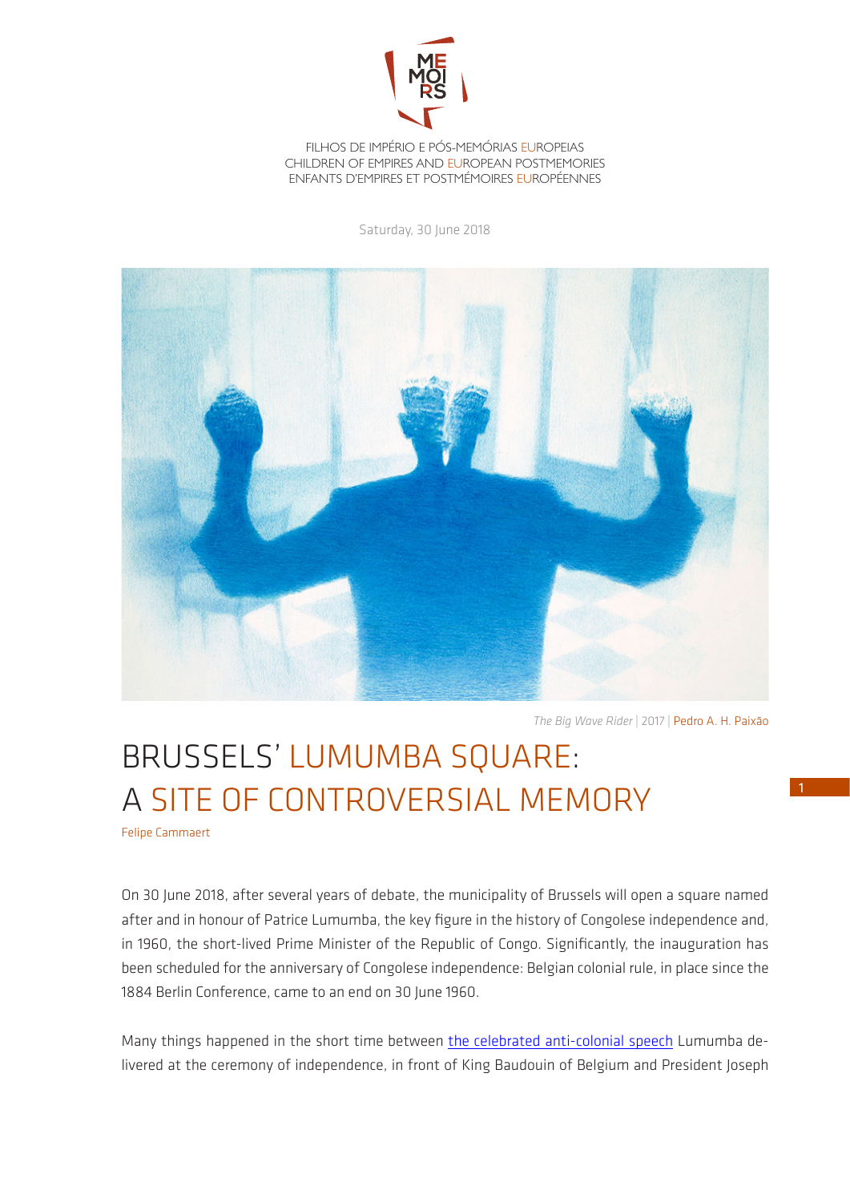FILHOS DE IMPÉRIO E PÓS-MEMÓRIAS EUROPEIAS
CHILDREN OF EMPIRES AND EUROPEAN POSTMEMORIES
ENFANTS D'EMPIRES ET POSTMÉMOIRES EUROPÉENNES

Saturday, 30 June 2018

*The Big Wave Rider* | 2017 | Pedro A. H. Paixão

# BRUSSELS' LUMUMBA SQUARE: A SITE OF CONTROVERSIAL MEMORY

Felipe Cammaert

On 30 June 2018, after several years of debate, the municipality of Brussels will open a square named after and in honour of Patrice Lumumba, the key figure in the history of Congolese independence and, in 1960, the short-lived Prime Minister of the Republic of Congo. Significantly, the inauguration has been scheduled for the anniversary of Congolese independence: Belgian colonial rule, in place since the 1884 Berlin Conference, came to an end on 30 June 1960.

Many things happened in the short time between the celebrated anti-colonial speech Lumumba delivered at the ceremony of independence, in front of King Baudouin of Belgium and President Joseph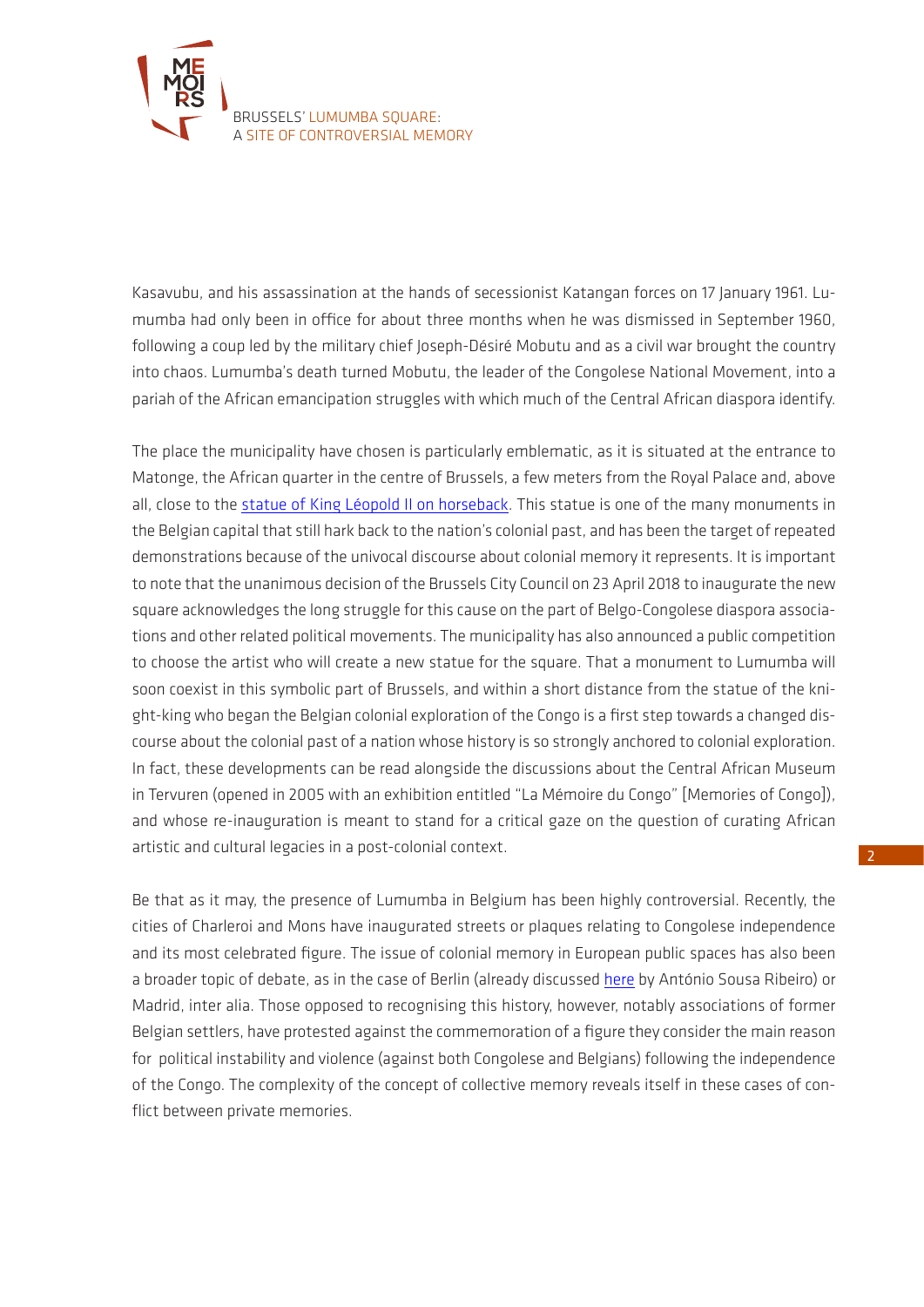Kasavubu, and his assassination at the hands of secessionist Katangan forces on 17 January 1961. Lumumba had only been in office for about three months when he was dismissed in September 1960, following a coup led by the military chief Joseph-Désiré Mobutu and as a civil war brought the country into chaos. Lumumba's death turned Mobutu, the leader of the Congolese National Movement, into a pariah of the African emancipation struggles with which much of the Central African diaspora identify.

The place the municipality have chosen is particularly emblematic, as it is situated at the entrance to Matonge, the African quarter in the centre of Brussels, a few meters from the Royal Palace and, above all, close to the statue of King Léopold II on horseback. This statue is one of the many monuments in the Belgian capital that still hark back to the nation's colonial past, and has been the target of repeated demonstrations because of the univocal discourse about colonial memory it represents. It is important to note that the unanimous decision of the Brussels City Council on 23 April 2018 to inaugurate the new square acknowledges the long struggle for this cause on the part of Belgo-Congolese diaspora associations and other related political movements. The municipality has also announced a public competition to choose the artist who will create a new statue for the square. That a monument to Lumumba will soon coexist in this symbolic part of Brussels, and within a short distance from the statue of the knight-king who began the Belgian colonial exploration of the Congo is a first step towards a changed discourse about the colonial past of a nation whose history is so strongly anchored to colonial exploration. In fact, these developments can be read alongside the discussions about the Central African Museum in Tervuren (opened in 2005 with an exhibition entitled "La Mémoire du Congo" [Memories of Congo]), and whose re-inauguration is meant to stand for a critical gaze on the question of curating African artistic and cultural legacies in a post-colonial context.

Be that as it may, the presence of Lumumba in Belgium has been highly controversial. Recently, the cities of Charleroi and Mons have inaugurated streets or plaques relating to Congolese independence and its most celebrated figure. The issue of colonial memory in European public spaces has also been a broader topic of debate, as in the case of Berlin (already discussed here by António Sousa Ribeiro) or Madrid, inter alia. Those opposed to recognising this history, however, notably associations of former Belgian settlers, have protested against the commemoration of a figure they consider the main reason for political instability and violence (against both Congolese and Belgians) following the independence of the Congo. The complexity of the concept of collective memory reveals itself in these cases of conflict between private memories.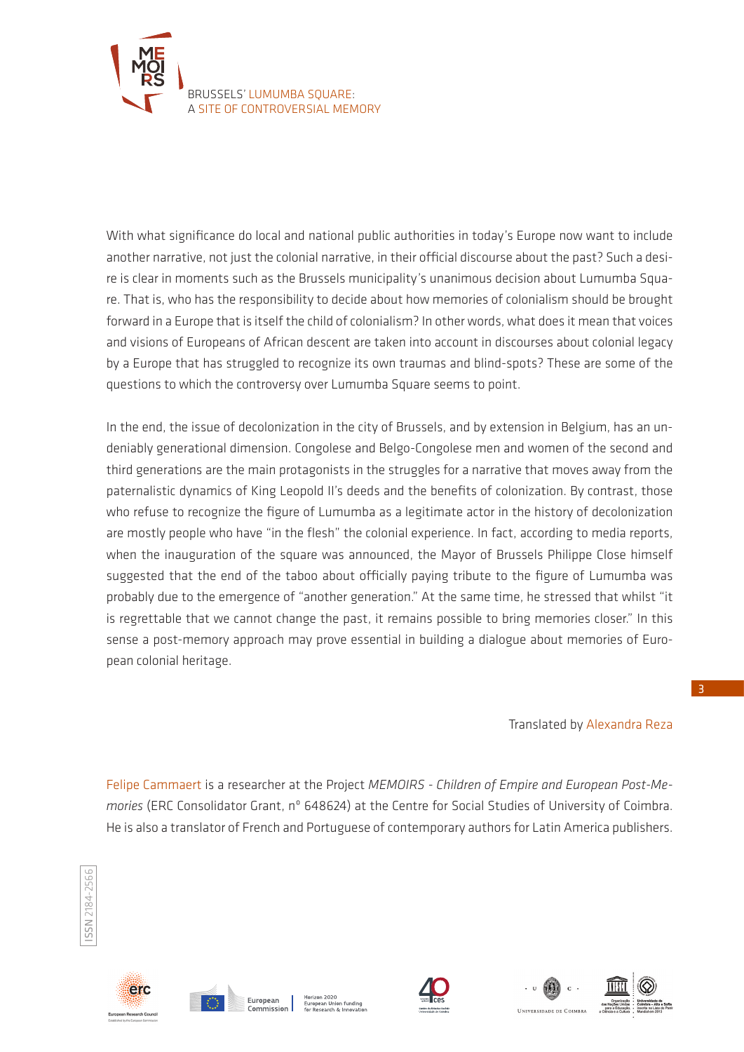With what significance do local and national public authorities in today's Europe now want to include another narrative, not just the colonial narrative, in their official discourse about the past? Such a desire is clear in moments such as the Brussels municipality's unanimous decision about Lumumba Square. That is, who has the responsibility to decide about how memories of colonialism should be brought forward in a Europe that is itself the child of colonialism? In other words, what does it mean that voices and visions of Europeans of African descent are taken into account in discourses about colonial legacy by a Europe that has struggled to recognize its own traumas and blind-spots? These are some of the questions to which the controversy over Lumumba Square seems to point.

In the end, the issue of decolonization in the city of Brussels, and by extension in Belgium, has an undeniably generational dimension. Congolese and Belgo-Congolese men and women of the second and third generations are the main protagonists in the struggles for a narrative that moves away from the paternalistic dynamics of King Leopold II's deeds and the benefits of colonization. By contrast, those who refuse to recognize the figure of Lumumba as a legitimate actor in the history of decolonization are mostly people who have "in the flesh" the colonial experience. In fact, according to media reports, when the inauguration of the square was announced, the Mayor of Brussels Philippe Close himself suggested that the end of the taboo about officially paying tribute to the figure of Lumumba was probably due to the emergence of "another generation." At the same time, he stressed that whilst "it is regrettable that we cannot change the past, it remains possible to bring memories closer." In this sense a post-memory approach may prove essential in building a dialogue about memories of European colonial heritage.

Translated by Alexandra Reza

Felipe Cammaert is a researcher at the Project *MEMOIRS - Children of Empire and European Post-Memories* (ERC Consolidator Grant, nº 648624) at the Centre for Social Studies of University of Coimbra. He is also a translator of French and Portuguese of contemporary authors for Latin America publishers.